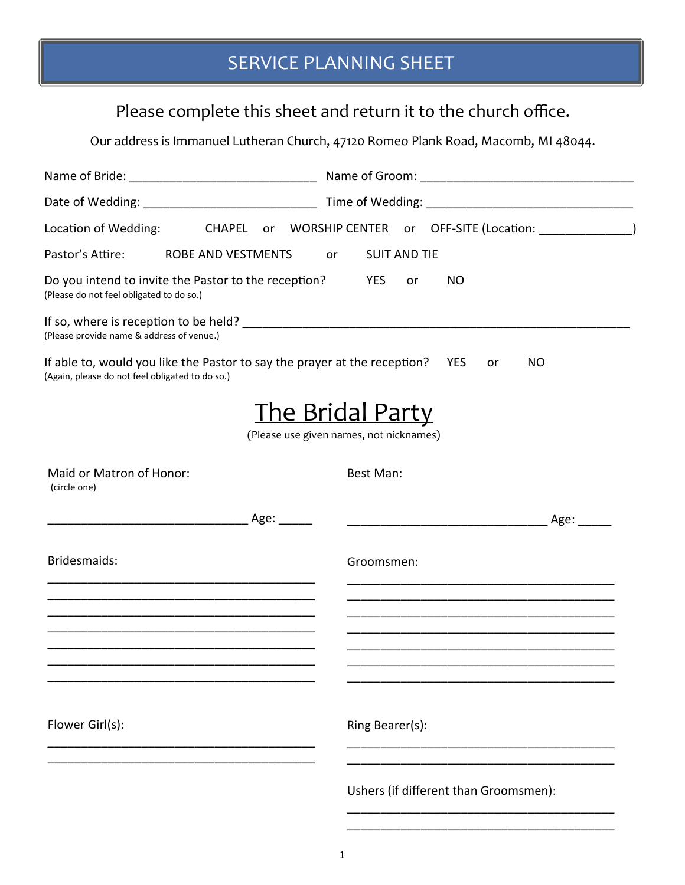# SERVICE PLANNING SHEET

Please complete this sheet and return it to the church office.

Our address is Immanuel Lutheran Church, 47120 Romeo Plank Road, Macomb, MI 48044.

Name of Bride: ____________________________ Name of Groom: ________________________________

Date of Wedding: __________________________ Time of Wedding: ______________________________

Location of Wedding: CHAPEL or WORSHIP CENTER or OFF-SITE (Location: ______________)

Pastor's Attire: ROBE AND VESTMENTS or SUIT AND TIE

Do you intend to invite the Pastor to the reception? YES or NO
(Please do not feel obligated to do so.)

If so, where is reception to be held? ___________________________________________________________
(Please provide name & address of venue.)

If able to, would you like the Pastor to say the prayer at the reception? YES or NO
(Again, please do not feel obligated to do so.)

## The Bridal Party

(Please use given names, not nicknames)

Maid or Matron of Honor:
(circle one)

______________________________ Age: _____

Best Man:

______________________________ Age: _____

Bridesmaids:

________________________________________
________________________________________
________________________________________
________________________________________
________________________________________
________________________________________
________________________________________

Groomsmen:

________________________________________
________________________________________
________________________________________
________________________________________
________________________________________
________________________________________
________________________________________

Flower Girl(s):

________________________________________
________________________________________

Ring Bearer(s):

________________________________________
________________________________________

Ushers (if different than Groomsmen):

________________________________________
________________________________________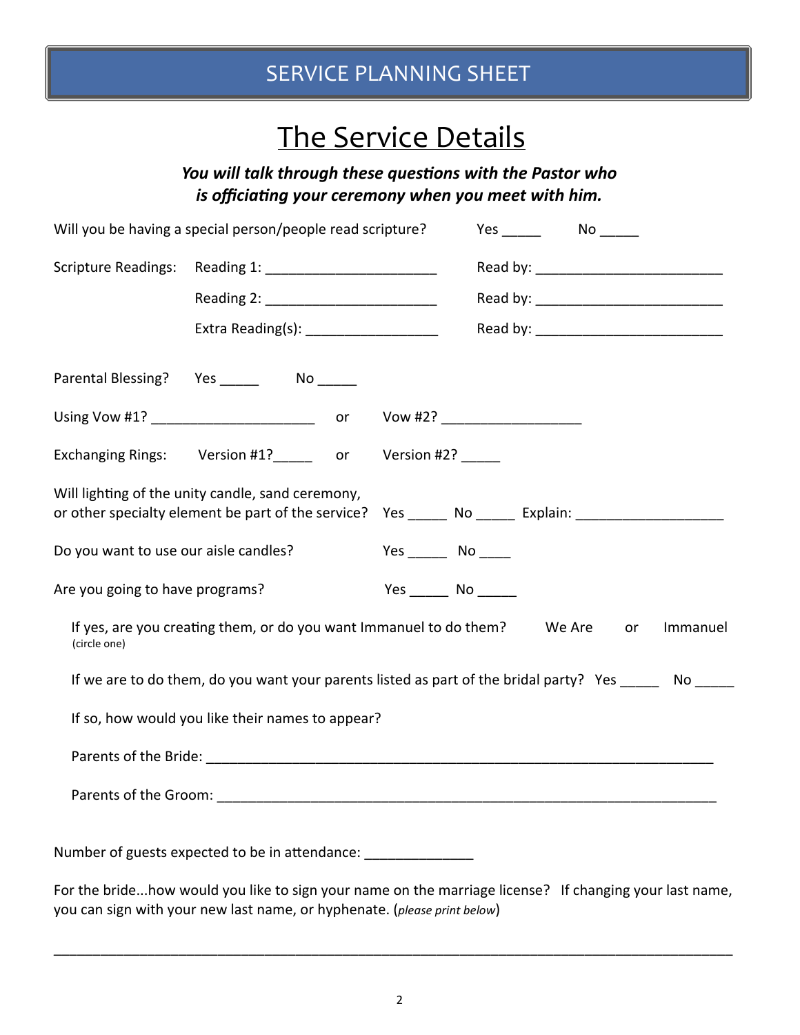# SERVICE PLANNING SHEET

## The Service Details

***You will talk through these questions with the Pastor who is officiating your ceremony when you meet with him.***

Will you be having a special person/people read scripture? Yes _____ No _____

Scripture Readings: Reading 1: ______________________ Read by: ________________________

Reading 2: ______________________ Read by: ________________________

Extra Reading(s): _________________ Read by: ________________________

Parental Blessing? Yes _____ No _____

Using Vow #1? _____________________ or Vow #2? __________________

Exchanging Rings: Version #1?_____ or Version #2? _____

Will lighting of the unity candle, sand ceremony, or other specialty element be part of the service? Yes _____ No _____ Explain: ___________________

Do you want to use our aisle candles? Yes _____ No ____

Are you going to have programs? Yes _____ No _____

If yes, are you creating them, or do you want Immanuel to do them? (circle one) We Are or Immanuel

If we are to do them, do you want your parents listed as part of the bridal party? Yes _____ No _____

If so, how would you like their names to appear?

Parents of the Bride: _________________________________________________________________

Parents of the Groom: ________________________________________________________________

Number of guests expected to be in attendance: ______________

For the bride...how would you like to sign your name on the marriage license? If changing your last name, you can sign with your new last name, or hyphenate. (*please print below*)

______________________________________________________________________________________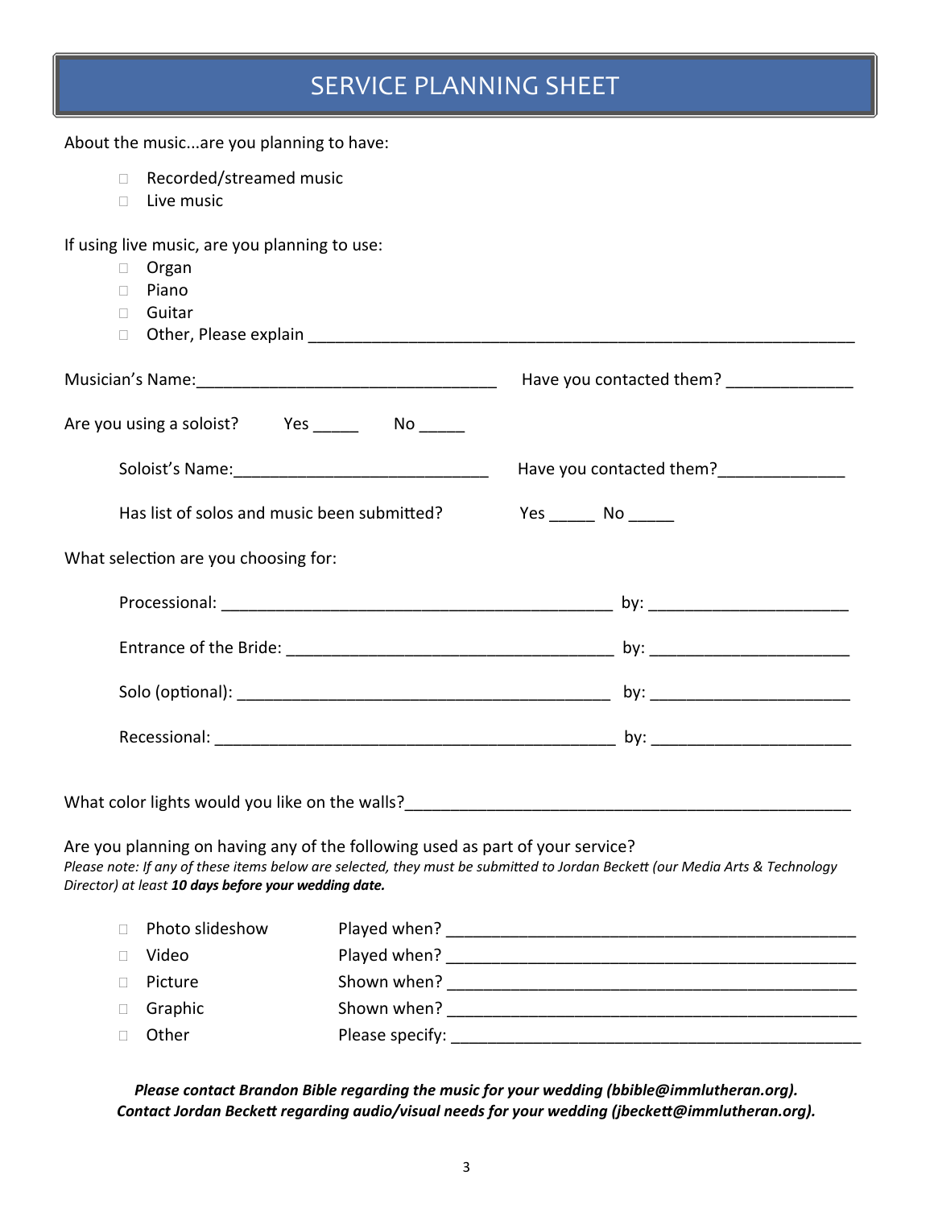# SERVICE PLANNING SHEET

About the music...are you planning to have:

- ☐ Recorded/streamed music
- ☐ Live music

If using live music, are you planning to use:

- ☐ Organ
- ☐ Piano
- ☐ Guitar
- ☐ Other, Please explain ____________________________________________________________

Musician's Name:_________________________________ Have you contacted them? ______________

Are you using a soloist? Yes _____ No _____

Soloist's Name:_____________________________ Have you contacted them?______________

Has list of solos and music been submitted? Yes _____ No _____

What selection are you choosing for:

Processional: _____________________________________________ by: ______________________

Entrance of the Bride: _____________________________________ by: ______________________

Solo (optional): __________________________________________ by: ______________________

Recessional: _____________________________________________ by: ______________________

What color lights would you like on the walls?__________________________________________________

Are you planning on having any of the following used as part of your service?

*Please note: If any of these items below are selected, they must be submitted to Jordan Beckett (our Media Arts & Technology Director) at least **10 days before your wedding date.***

- ☐ Photo slideshow — Played when? ______________________________________________
- ☐ Video — Played when? ______________________________________________
- ☐ Picture — Shown when? ______________________________________________
- ☐ Graphic — Shown when? ______________________________________________
- ☐ Other — Please specify: ______________________________________________

***Please contact Brandon Bible regarding the music for your wedding (bbible@immlutheran.org).***
***Contact Jordan Beckett regarding audio/visual needs for your wedding (jbeckett@immlutheran.org).***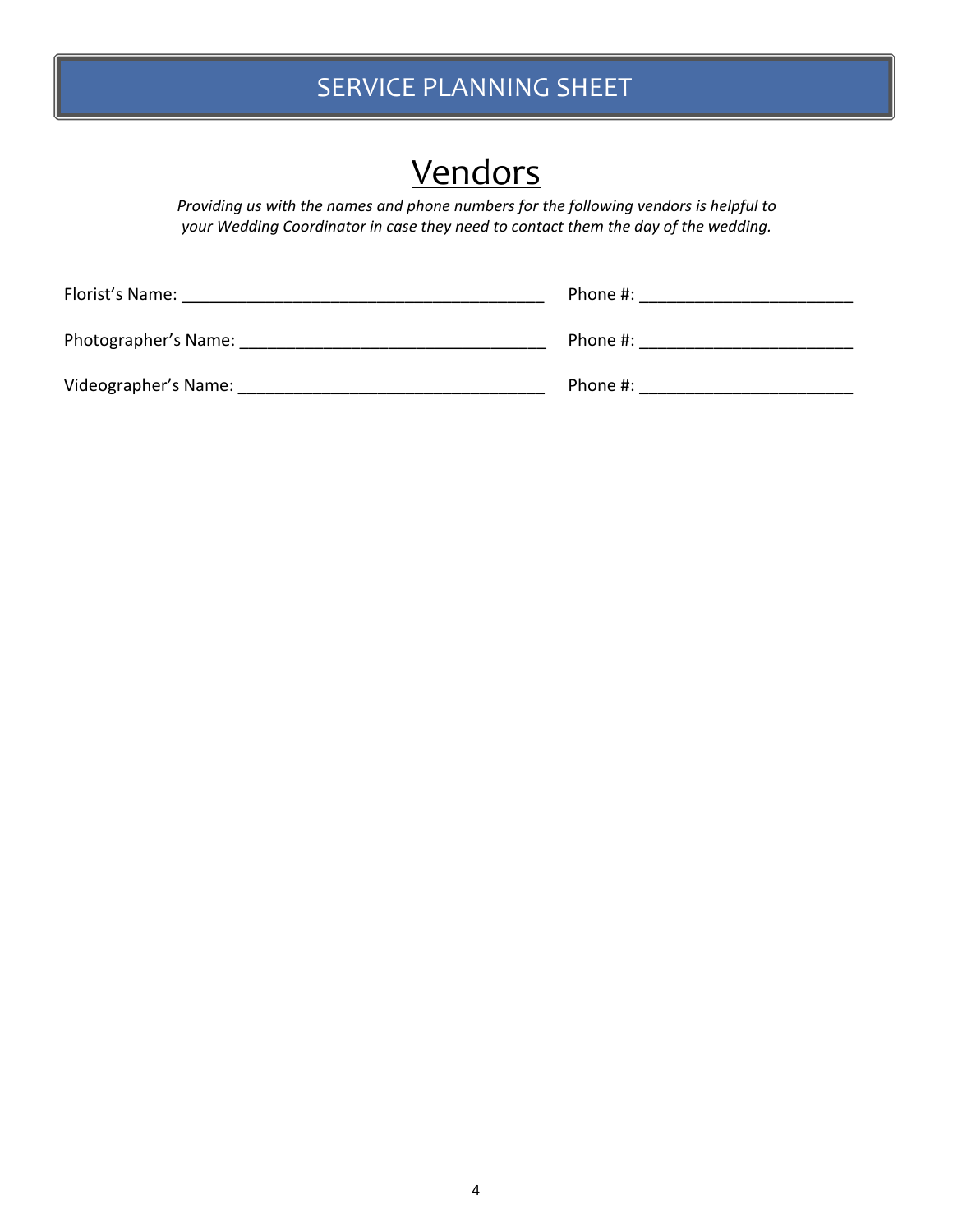# SERVICE PLANNING SHEET

## Vendors

*Providing us with the names and phone numbers for the following vendors is helpful to your Wedding Coordinator in case they need to contact them the day of the wedding.*

Florist's Name: ________________________________________ Phone #: ________________________

Photographer's Name: __________________________________ Phone #: ________________________

Videographer's Name: __________________________________ Phone #: ________________________